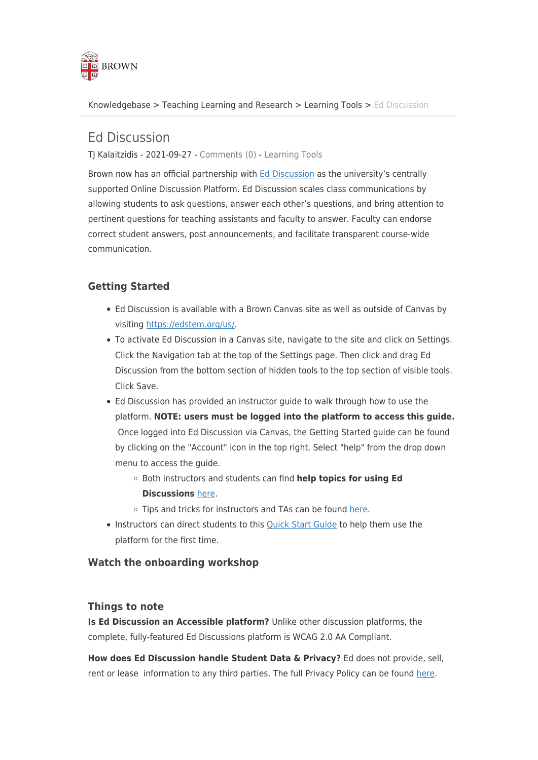Knowledgebase > Teaching Learning and Research > Learning Tools > Ed Discussion

# Ed Discussion

TJ Kalaitzidis - 2021-09-27 - Comments (0) - Learning Tools

Brown now has an official partnership with [Ed Discussion]() as the university's centrally supported Online Discussion Platform. Ed Discussion scales class communications by allowing students to ask questions, answer each other's questions, and bring attention to pertinent questions for teaching assistants and faculty to answer. Faculty can endorse correct student answers, post announcements, and facilitate transparent course-wide communication.

## Getting Started

- Ed Discussion is available with a Brown Canvas site as well as outside of Canvas by visiting https://edstem.org/us/.
- To activate Ed Discussion in a Canvas site, navigate to the site and click on Settings. Click the Navigation tab at the top of the Settings page. Then click and drag Ed Discussion from the bottom section of hidden tools to the top section of visible tools. Click Save.
- Ed Discussion has provided an instructor guide to walk through how to use the platform. **NOTE: users must be logged into the platform to access this guide.** Once logged into Ed Discussion via Canvas, the Getting Started guide can be found by clicking on the "Account" icon in the top right. Select "help" from the drop down menu to access the guide.
  - Both instructors and students can find **help topics for using Ed Discussions** here.
  - Tips and tricks for instructors and TAs can be found here.
- Instructors can direct students to this Quick Start Guide to help them use the platform for the first time.

## Watch the onboarding workshop

## Things to note

**Is Ed Discussion an Accessible platform?** Unlike other discussion platforms, the complete, fully-featured Ed Discussions platform is WCAG 2.0 AA Compliant.

**How does Ed Discussion handle Student Data & Privacy?** Ed does not provide, sell, rent or lease information to any third parties. The full Privacy Policy can be found here.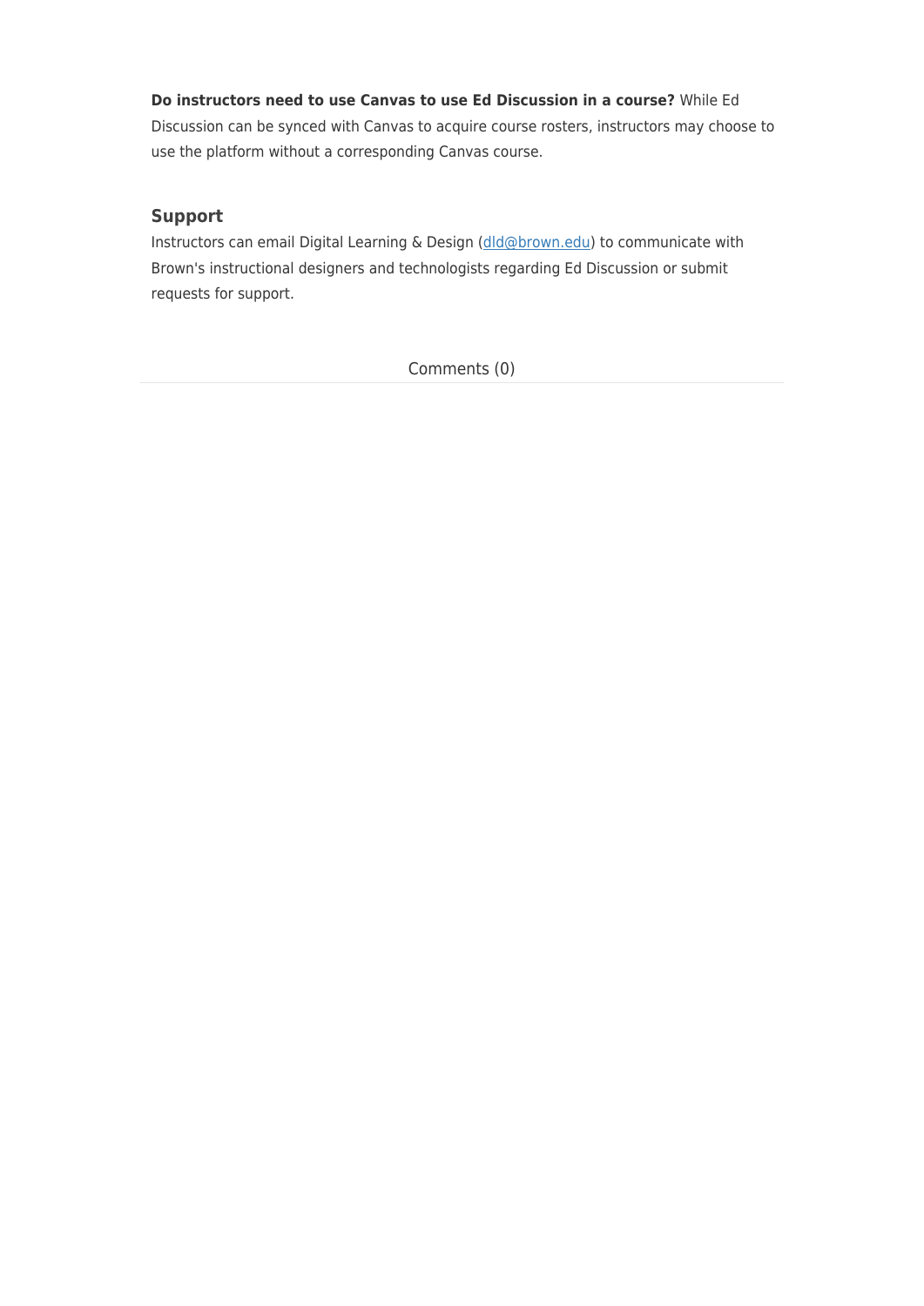**Do instructors need to use Canvas to use Ed Discussion in a course?** While Ed Discussion can be synced with Canvas to acquire course rosters, instructors may choose to use the platform without a corresponding Canvas course.

## Support

Instructors can email Digital Learning & Design (dld@brown.edu) to communicate with Brown's instructional designers and technologists regarding Ed Discussion or submit requests for support.

Comments (0)